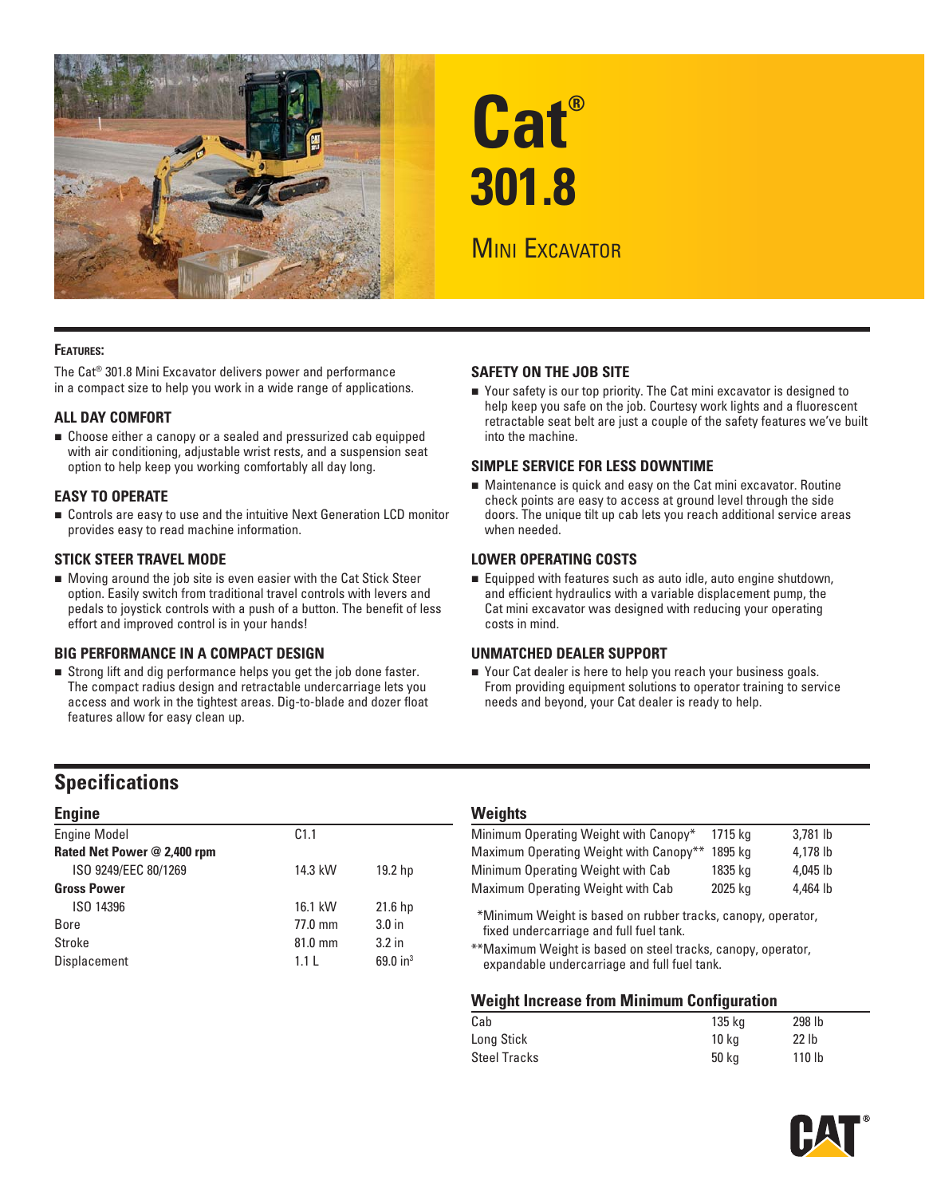# Cat® 301.8

## Mini Excavator

### Features:

The Cat® 301.8 Mini Excavator delivers power and performance in a compact size to help you work in a wide range of applications.

#### ALL DAY COMFORT

- Choose either a canopy or a sealed and pressurized cab equipped with air conditioning, adjustable wrist rests, and a suspension seat option to help keep you working comfortably all day long.

#### EASY TO OPERATE

- Controls are easy to use and the intuitive Next Generation LCD monitor provides easy to read machine information.

#### STICK STEER TRAVEL MODE

- Moving around the job site is even easier with the Cat Stick Steer option. Easily switch from traditional travel controls with levers and pedals to joystick controls with a push of a button. The benefit of less effort and improved control is in your hands!

#### BIG PERFORMANCE IN A COMPACT DESIGN

- Strong lift and dig performance helps you get the job done faster. The compact radius design and retractable undercarriage lets you access and work in the tightest areas. Dig-to-blade and dozer float features allow for easy clean up.

#### SAFETY ON THE JOB SITE

- Your safety is our top priority. The Cat mini excavator is designed to help keep you safe on the job. Courtesy work lights and a fluorescent retractable seat belt are just a couple of the safety features we've built into the machine.

#### SIMPLE SERVICE FOR LESS DOWNTIME

- Maintenance is quick and easy on the Cat mini excavator. Routine check points are easy to access at ground level through the side doors. The unique tilt up cab lets you reach additional service areas when needed.

#### LOWER OPERATING COSTS

- Equipped with features such as auto idle, auto engine shutdown, and efficient hydraulics with a variable displacement pump, the Cat mini excavator was designed with reducing your operating costs in mind.

#### UNMATCHED DEALER SUPPORT

- Your Cat dealer is here to help you reach your business goals. From providing equipment solutions to operator training to service needs and beyond, your Cat dealer is ready to help.

## Specifications

### Engine

| | | |
|---|---|---|
| Engine Model | C1.1 | |
| **Rated Net Power @ 2,400 rpm** | | |
| ISO 9249/EEC 80/1269 | 14.3 kW | 19.2 hp |
| **Gross Power** | | |
| ISO 14396 | 16.1 kW | 21.6 hp |
| Bore | 77.0 mm | 3.0 in |
| Stroke | 81.0 mm | 3.2 in |
| Displacement | 1.1 L | 69.0 in³ |

### Weights

| | | |
|---|---|---|
| Minimum Operating Weight with Canopy* | 1715 kg | 3,781 lb |
| Maximum Operating Weight with Canopy** | 1895 kg | 4,178 lb |
| Minimum Operating Weight with Cab | 1835 kg | 4,045 lb |
| Maximum Operating Weight with Cab | 2025 kg | 4,464 lb |

*Minimum Weight is based on rubber tracks, canopy, operator, fixed undercarriage and full fuel tank.

**Maximum Weight is based on steel tracks, canopy, operator, expandable undercarriage and full fuel tank.

### Weight Increase from Minimum Configuration

| | | |
|---|---|---|
| Cab | 135 kg | 298 lb |
| Long Stick | 10 kg | 22 lb |
| Steel Tracks | 50 kg | 110 lb |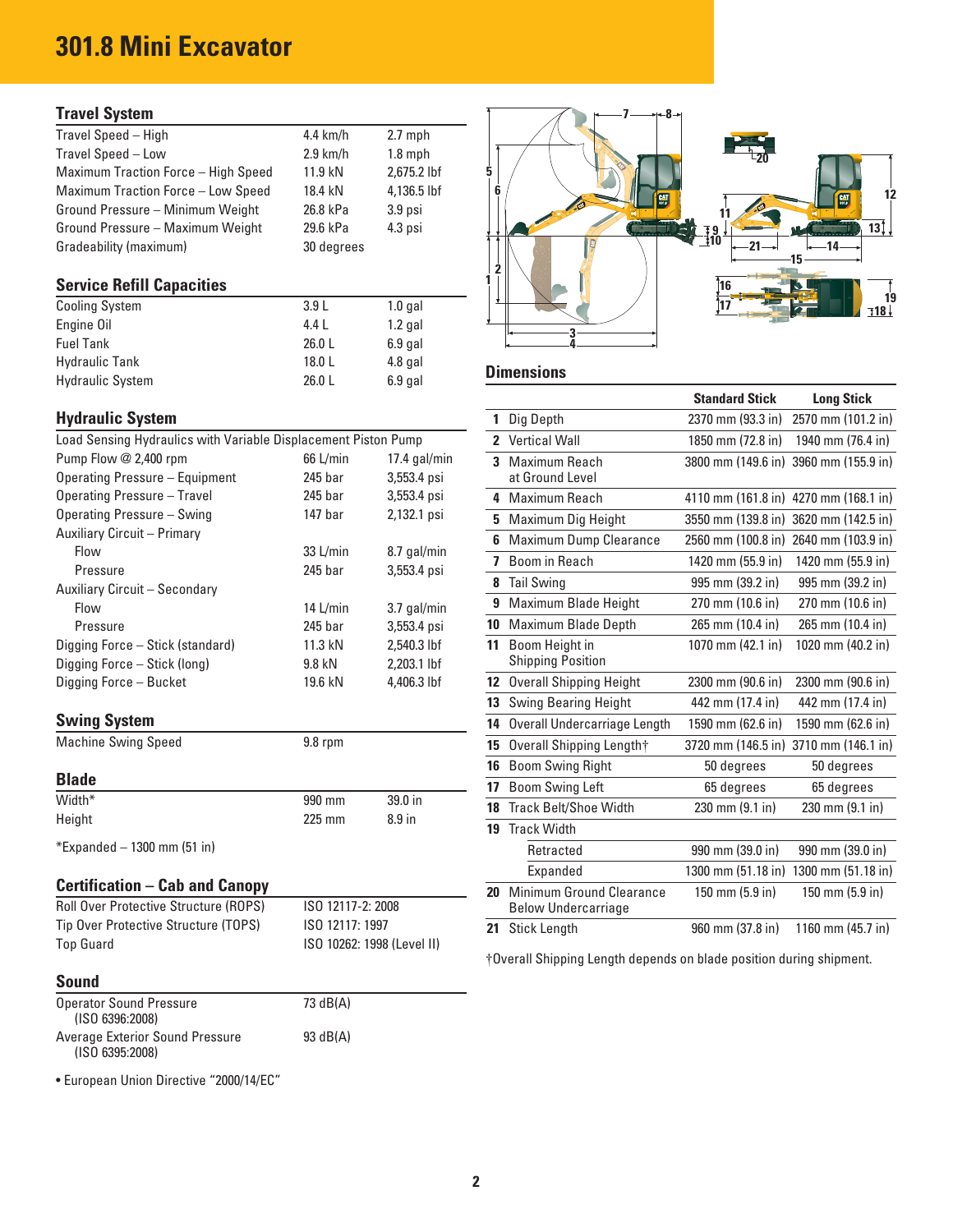# 301.8 Mini Excavator

## Travel System

| | | |
|---|---|---|
| Travel Speed – High | 4.4 km/h | 2.7 mph |
| Travel Speed – Low | 2.9 km/h | 1.8 mph |
| Maximum Traction Force – High Speed | 11.9 kN | 2,675.2 lbf |
| Maximum Traction Force – Low Speed | 18.4 kN | 4,136.5 lbf |
| Ground Pressure – Minimum Weight | 26.8 kPa | 3.9 psi |
| Ground Pressure – Maximum Weight | 29.6 kPa | 4.3 psi |
| Gradeability (maximum) | 30 degrees | |

## Service Refill Capacities

| | | |
|---|---|---|
| Cooling System | 3.9 L | 1.0 gal |
| Engine Oil | 4.4 L | 1.2 gal |
| Fuel Tank | 26.0 L | 6.9 gal |
| Hydraulic Tank | 18.0 L | 4.8 gal |
| Hydraulic System | 26.0 L | 6.9 gal |

## Hydraulic System

| | | |
|---|---|---|
| Load Sensing Hydraulics with Variable Displacement Piston Pump | | |
| Pump Flow @ 2,400 rpm | 66 L/min | 17.4 gal/min |
| Operating Pressure – Equipment | 245 bar | 3,553.4 psi |
| Operating Pressure – Travel | 245 bar | 3,553.4 psi |
| Operating Pressure – Swing | 147 bar | 2,132.1 psi |
| Auxiliary Circuit – Primary | | |
| Flow | 33 L/min | 8.7 gal/min |
| Pressure | 245 bar | 3,553.4 psi |
| Auxiliary Circuit – Secondary | | |
| Flow | 14 L/min | 3.7 gal/min |
| Pressure | 245 bar | 3,553.4 psi |
| Digging Force – Stick (standard) | 11.3 kN | 2,540.3 lbf |
| Digging Force – Stick (long) | 9.8 kN | 2,203.1 lbf |
| Digging Force – Bucket | 19.6 kN | 4,406.3 lbf |

## Swing System

| | |
|---|---|
| Machine Swing Speed | 9.8 rpm |

## Blade

| | | |
|---|---|---|
| Width* | 990 mm | 39.0 in |
| Height | 225 mm | 8.9 in |

*Expanded – 1300 mm (51 in)

## Certification – Cab and Canopy

| | |
|---|---|
| Roll Over Protective Structure (ROPS) | ISO 12117-2: 2008 |
| Tip Over Protective Structure (TOPS) | ISO 12117: 1997 |
| Top Guard | ISO 10262: 1998 (Level II) |

## Sound

| | |
|---|---|
| Operator Sound Pressure (ISO 6396:2008) | 73 dB(A) |
| Average Exterior Sound Pressure (ISO 6395:2008) | 93 dB(A) |

• European Union Directive "2000/14/EC"

## Dimensions

| | | Standard Stick | Long Stick |
|---|---|---|---|
| 1 | Dig Depth | 2370 mm (93.3 in) | 2570 mm (101.2 in) |
| 2 | Vertical Wall | 1850 mm (72.8 in) | 1940 mm (76.4 in) |
| 3 | Maximum Reach at Ground Level | 3800 mm (149.6 in) | 3960 mm (155.9 in) |
| 4 | Maximum Reach | 4110 mm (161.8 in) | 4270 mm (168.1 in) |
| 5 | Maximum Dig Height | 3550 mm (139.8 in) | 3620 mm (142.5 in) |
| 6 | Maximum Dump Clearance | 2560 mm (100.8 in) | 2640 mm (103.9 in) |
| 7 | Boom in Reach | 1420 mm (55.9 in) | 1420 mm (55.9 in) |
| 8 | Tail Swing | 995 mm (39.2 in) | 995 mm (39.2 in) |
| 9 | Maximum Blade Height | 270 mm (10.6 in) | 270 mm (10.6 in) |
| 10 | Maximum Blade Depth | 265 mm (10.4 in) | 265 mm (10.4 in) |
| 11 | Boom Height in Shipping Position | 1070 mm (42.1 in) | 1020 mm (40.2 in) |
| 12 | Overall Shipping Height | 2300 mm (90.6 in) | 2300 mm (90.6 in) |
| 13 | Swing Bearing Height | 442 mm (17.4 in) | 442 mm (17.4 in) |
| 14 | Overall Undercarriage Length | 1590 mm (62.6 in) | 1590 mm (62.6 in) |
| 15 | Overall Shipping Length† | 3720 mm (146.5 in) | 3710 mm (146.1 in) |
| 16 | Boom Swing Right | 50 degrees | 50 degrees |
| 17 | Boom Swing Left | 65 degrees | 65 degrees |
| 18 | Track Belt/Shoe Width | 230 mm (9.1 in) | 230 mm (9.1 in) |
| 19 | Track Width | | |
| | Retracted | 990 mm (39.0 in) | 990 mm (39.0 in) |
| | Expanded | 1300 mm (51.18 in) | 1300 mm (51.18 in) |
| 20 | Minimum Ground Clearance Below Undercarriage | 150 mm (5.9 in) | 150 mm (5.9 in) |
| 21 | Stick Length | 960 mm (37.8 in) | 1160 mm (45.7 in) |

†Overall Shipping Length depends on blade position during shipment.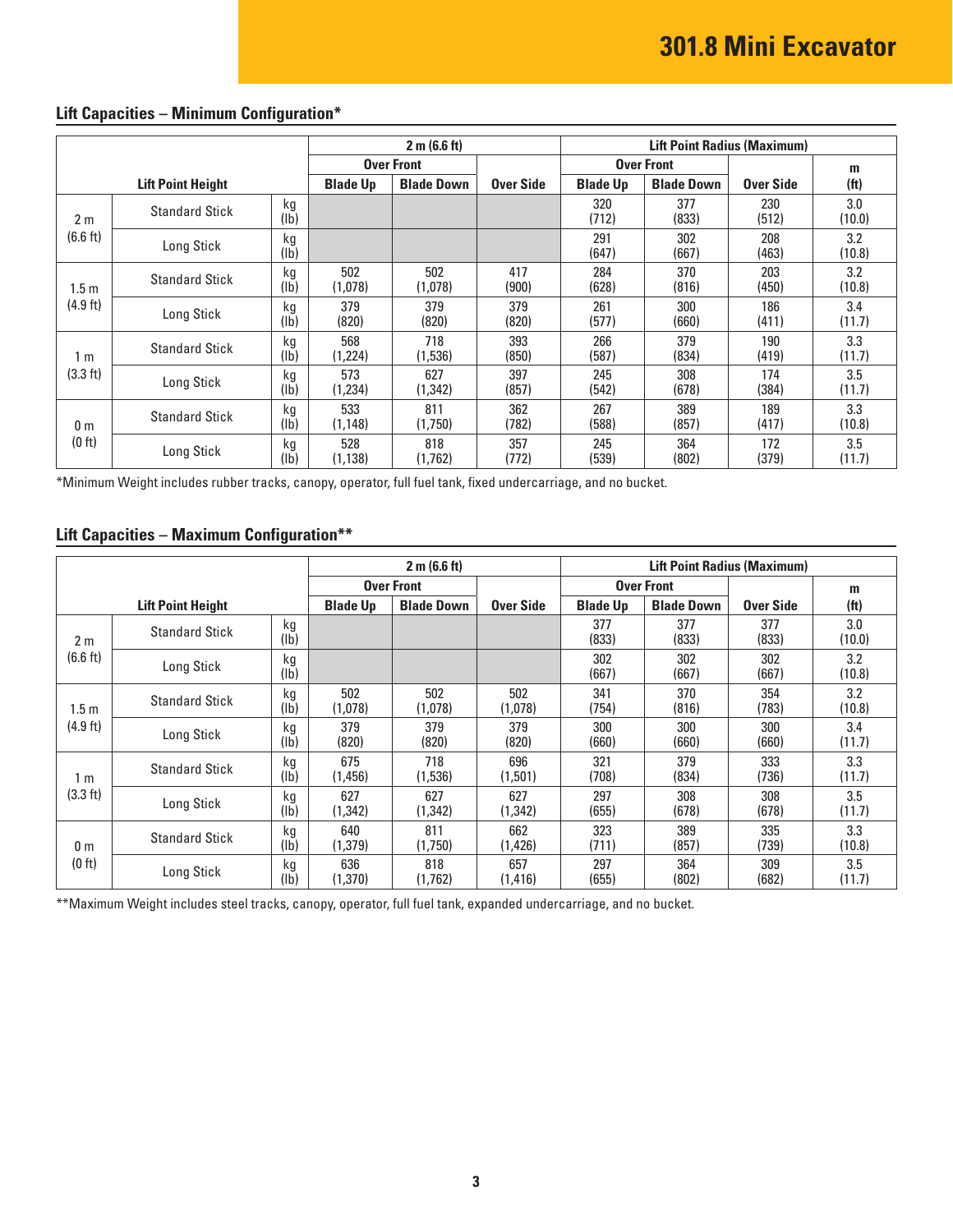# 301.8 Mini Excavator

## Lift Capacities – Minimum Configuration*

| Lift Point Height | | | 2 m (6.6 ft) | | | Lift Point Radius (Maximum) | | | |
|---|---|---|---|---|---|---|---|---|---|
| | | | Over Front | | | Over Front | | | m |
| | | | Blade Up | Blade Down | Over Side | Blade Up | Blade Down | Over Side | (ft) |
| 2 m (6.6 ft) | Standard Stick | kg (lb) | | | | 320 (712) | 377 (833) | 230 (512) | 3.0 (10.0) |
| | Long Stick | kg (lb) | | | | 291 (647) | 302 (667) | 208 (463) | 3.2 (10.8) |
| 1.5 m (4.9 ft) | Standard Stick | kg (lb) | 502 (1,078) | 502 (1,078) | 417 (900) | 284 (628) | 370 (816) | 203 (450) | 3.2 (10.8) |
| | Long Stick | kg (lb) | 379 (820) | 379 (820) | 379 (820) | 261 (577) | 300 (660) | 186 (411) | 3.4 (11.7) |
| 1 m (3.3 ft) | Standard Stick | kg (lb) | 568 (1,224) | 718 (1,536) | 393 (850) | 266 (587) | 379 (834) | 190 (419) | 3.3 (11.7) |
| | Long Stick | kg (lb) | 573 (1,234) | 627 (1,342) | 397 (857) | 245 (542) | 308 (678) | 174 (384) | 3.5 (11.7) |
| 0 m (0 ft) | Standard Stick | kg (lb) | 533 (1,148) | 811 (1,750) | 362 (782) | 267 (588) | 389 (857) | 189 (417) | 3.3 (10.8) |
| | Long Stick | kg (lb) | 528 (1,138) | 818 (1,762) | 357 (772) | 245 (539) | 364 (802) | 172 (379) | 3.5 (11.7) |

*Minimum Weight includes rubber tracks, canopy, operator, full fuel tank, fixed undercarriage, and no bucket.

## Lift Capacities – Maximum Configuration**

| Lift Point Height | | | 2 m (6.6 ft) | | | Lift Point Radius (Maximum) | | | |
|---|---|---|---|---|---|---|---|---|---|
| | | | Over Front | | | Over Front | | | m |
| | | | Blade Up | Blade Down | Over Side | Blade Up | Blade Down | Over Side | (ft) |
| 2 m (6.6 ft) | Standard Stick | kg (lb) | | | | 377 (833) | 377 (833) | 377 (833) | 3.0 (10.0) |
| | Long Stick | kg (lb) | | | | 302 (667) | 302 (667) | 302 (667) | 3.2 (10.8) |
| 1.5 m (4.9 ft) | Standard Stick | kg (lb) | 502 (1,078) | 502 (1,078) | 502 (1,078) | 341 (754) | 370 (816) | 354 (783) | 3.2 (10.8) |
| | Long Stick | kg (lb) | 379 (820) | 379 (820) | 379 (820) | 300 (660) | 300 (660) | 300 (660) | 3.4 (11.7) |
| 1 m (3.3 ft) | Standard Stick | kg (lb) | 675 (1,456) | 718 (1,536) | 696 (1,501) | 321 (708) | 379 (834) | 333 (736) | 3.3 (11.7) |
| | Long Stick | kg (lb) | 627 (1,342) | 627 (1,342) | 627 (1,342) | 297 (655) | 308 (678) | 308 (678) | 3.5 (11.7) |
| 0 m (0 ft) | Standard Stick | kg (lb) | 640 (1,379) | 811 (1,750) | 662 (1,426) | 323 (711) | 389 (857) | 335 (739) | 3.3 (10.8) |
| | Long Stick | kg (lb) | 636 (1,370) | 818 (1,762) | 657 (1,416) | 297 (655) | 364 (802) | 309 (682) | 3.5 (11.7) |

**Maximum Weight includes steel tracks, canopy, operator, full fuel tank, expanded undercarriage, and no bucket.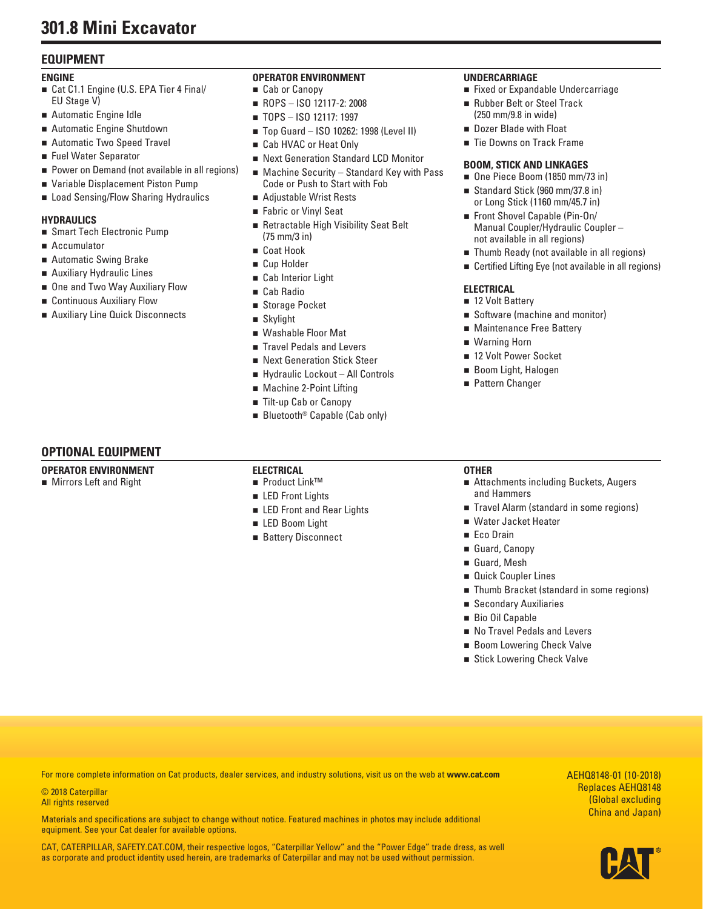# 301.8 Mini Excavator

## EQUIPMENT

### ENGINE
- Cat C1.1 Engine (U.S. EPA Tier 4 Final/ EU Stage V)
- Automatic Engine Idle
- Automatic Engine Shutdown
- Automatic Two Speed Travel
- Fuel Water Separator
- Power on Demand (not available in all regions)
- Variable Displacement Piston Pump
- Load Sensing/Flow Sharing Hydraulics

### HYDRAULICS
- Smart Tech Electronic Pump
- Accumulator
- Automatic Swing Brake
- Auxiliary Hydraulic Lines
- One and Two Way Auxiliary Flow
- Continuous Auxiliary Flow
- Auxiliary Line Quick Disconnects

### OPERATOR ENVIRONMENT
- Cab or Canopy
- ROPS – ISO 12117-2: 2008
- TOPS – ISO 12117: 1997
- Top Guard – ISO 10262: 1998 (Level II)
- Cab HVAC or Heat Only
- Next Generation Standard LCD Monitor
- Machine Security – Standard Key with Pass Code or Push to Start with Fob
- Adjustable Wrist Rests
- Fabric or Vinyl Seat
- Retractable High Visibility Seat Belt (75 mm/3 in)
- Coat Hook
- Cup Holder
- Cab Interior Light
- Cab Radio
- Storage Pocket
- Skylight
- Washable Floor Mat
- Travel Pedals and Levers
- Next Generation Stick Steer
- Hydraulic Lockout – All Controls
- Machine 2-Point Lifting
- Tilt-up Cab or Canopy
- Bluetooth® Capable (Cab only)

### UNDERCARRIAGE
- Fixed or Expandable Undercarriage
- Rubber Belt or Steel Track (250 mm/9.8 in wide)
- Dozer Blade with Float
- Tie Downs on Track Frame

### BOOM, STICK AND LINKAGES
- One Piece Boom (1850 mm/73 in)
- Standard Stick (960 mm/37.8 in) or Long Stick (1160 mm/45.7 in)
- Front Shovel Capable (Pin-On/ Manual Coupler/Hydraulic Coupler – not available in all regions)
- Thumb Ready (not available in all regions)
- Certified Lifting Eye (not available in all regions)

### ELECTRICAL
- 12 Volt Battery
- Software (machine and monitor)
- Maintenance Free Battery
- Warning Horn
- 12 Volt Power Socket
- Boom Light, Halogen
- Pattern Changer

## OPTIONAL EQUIPMENT

### OPERATOR ENVIRONMENT
- Mirrors Left and Right

### ELECTRICAL
- Product Link™
- LED Front Lights
- LED Front and Rear Lights
- LED Boom Light
- Battery Disconnect

### OTHER
- Attachments including Buckets, Augers and Hammers
- Travel Alarm (standard in some regions)
- Water Jacket Heater
- Eco Drain
- Guard, Canopy
- Guard, Mesh
- Quick Coupler Lines
- Thumb Bracket (standard in some regions)
- Secondary Auxiliaries
- Bio Oil Capable
- No Travel Pedals and Levers
- Boom Lowering Check Valve
- Stick Lowering Check Valve

For more complete information on Cat products, dealer services, and industry solutions, visit us on the web at **www.cat.com**

© 2018 Caterpillar
All rights reserved

Materials and specifications are subject to change without notice. Featured machines in photos may include additional equipment. See your Cat dealer for available options.

CAT, CATERPILLAR, SAFETY.CAT.COM, their respective logos, "Caterpillar Yellow" and the "Power Edge" trade dress, as well as corporate and product identity used herein, are trademarks of Caterpillar and may not be used without permission.

AEHQ8148-01 (10-2018)
Replaces AEHQ8148
(Global excluding China and Japan)